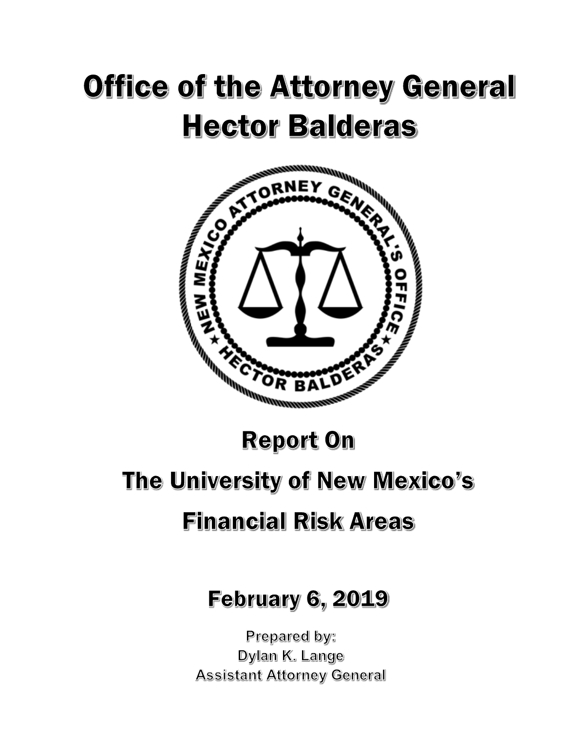# Office of the Attorney General
# Hector Balderas

## Report On
## The University of New Mexico's
## Financial Risk Areas

## February 6, 2019

Prepared by:
Dylan K. Lange
Assistant Attorney General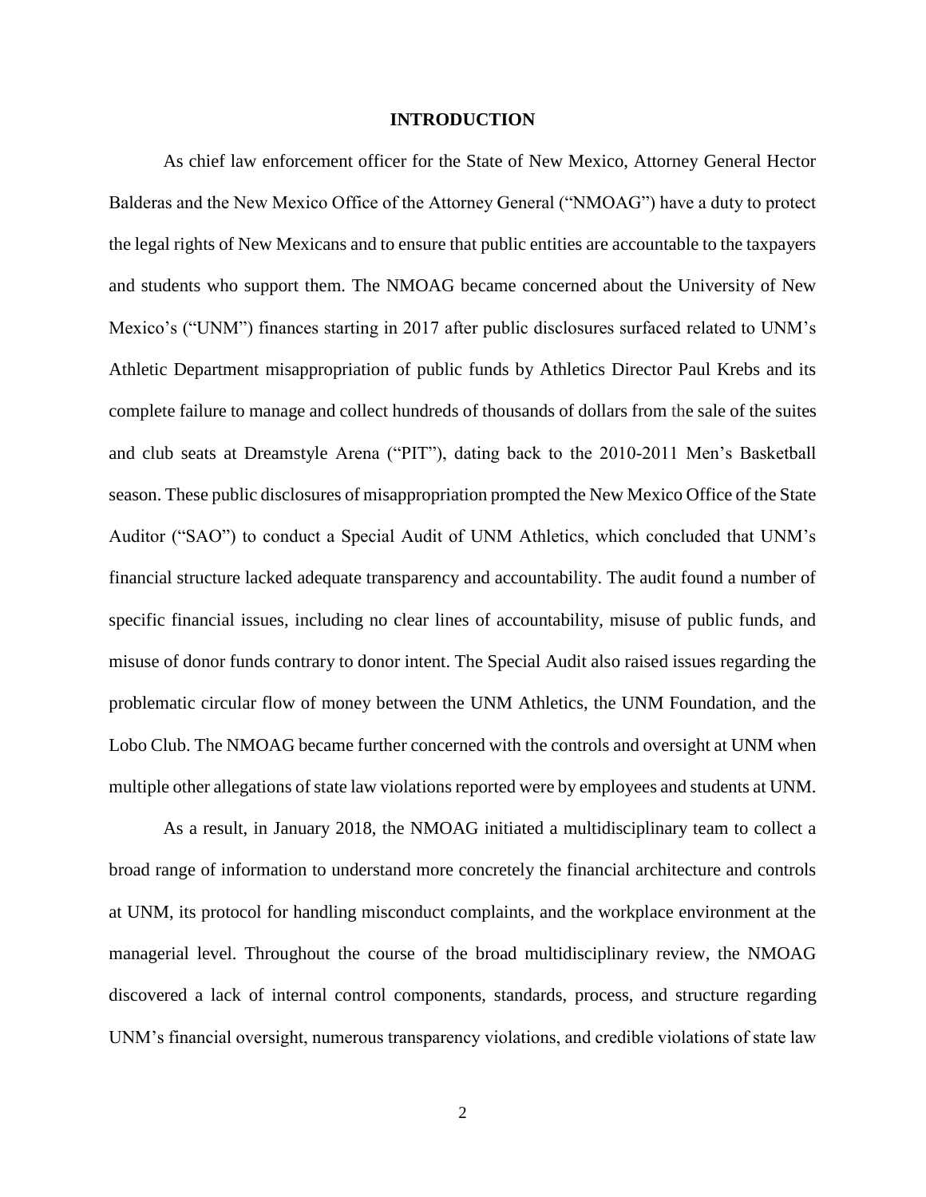## INTRODUCTION

As chief law enforcement officer for the State of New Mexico, Attorney General Hector Balderas and the New Mexico Office of the Attorney General ("NMOAG") have a duty to protect the legal rights of New Mexicans and to ensure that public entities are accountable to the taxpayers and students who support them. The NMOAG became concerned about the University of New Mexico's ("UNM") finances starting in 2017 after public disclosures surfaced related to UNM's Athletic Department misappropriation of public funds by Athletics Director Paul Krebs and its complete failure to manage and collect hundreds of thousands of dollars from the sale of the suites and club seats at Dreamstyle Arena ("PIT"), dating back to the 2010-2011 Men's Basketball season. These public disclosures of misappropriation prompted the New Mexico Office of the State Auditor ("SAO") to conduct a Special Audit of UNM Athletics, which concluded that UNM's financial structure lacked adequate transparency and accountability. The audit found a number of specific financial issues, including no clear lines of accountability, misuse of public funds, and misuse of donor funds contrary to donor intent. The Special Audit also raised issues regarding the problematic circular flow of money between the UNM Athletics, the UNM Foundation, and the Lobo Club. The NMOAG became further concerned with the controls and oversight at UNM when multiple other allegations of state law violations reported were by employees and students at UNM.

As a result, in January 2018, the NMOAG initiated a multidisciplinary team to collect a broad range of information to understand more concretely the financial architecture and controls at UNM, its protocol for handling misconduct complaints, and the workplace environment at the managerial level. Throughout the course of the broad multidisciplinary review, the NMOAG discovered a lack of internal control components, standards, process, and structure regarding UNM's financial oversight, numerous transparency violations, and credible violations of state law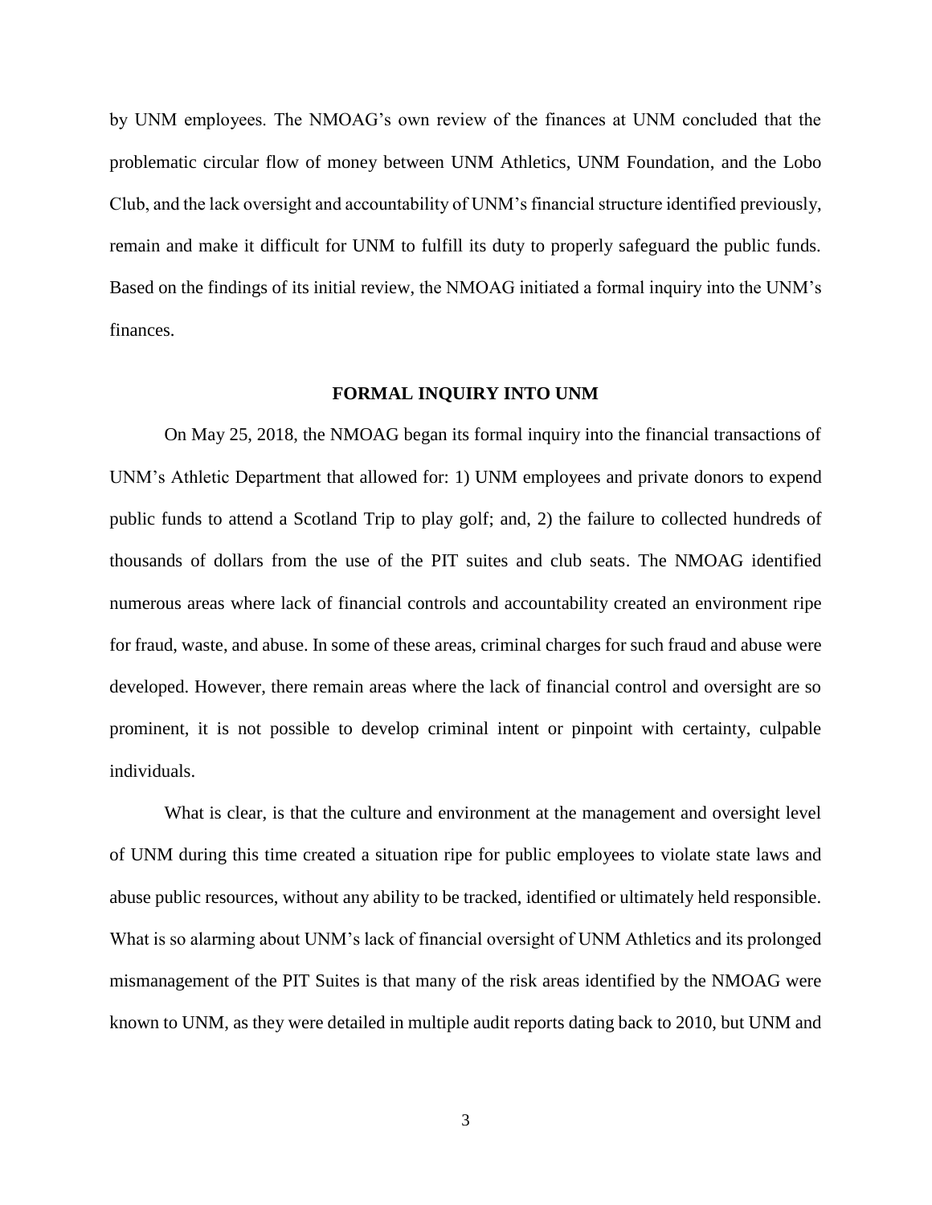by UNM employees. The NMOAG's own review of the finances at UNM concluded that the problematic circular flow of money between UNM Athletics, UNM Foundation, and the Lobo Club, and the lack oversight and accountability of UNM's financial structure identified previously, remain and make it difficult for UNM to fulfill its duty to properly safeguard the public funds. Based on the findings of its initial review, the NMOAG initiated a formal inquiry into the UNM's finances.

## FORMAL INQUIRY INTO UNM

On May 25, 2018, the NMOAG began its formal inquiry into the financial transactions of UNM's Athletic Department that allowed for: 1) UNM employees and private donors to expend public funds to attend a Scotland Trip to play golf; and, 2) the failure to collected hundreds of thousands of dollars from the use of the PIT suites and club seats. The NMOAG identified numerous areas where lack of financial controls and accountability created an environment ripe for fraud, waste, and abuse. In some of these areas, criminal charges for such fraud and abuse were developed. However, there remain areas where the lack of financial control and oversight are so prominent, it is not possible to develop criminal intent or pinpoint with certainty, culpable individuals.

What is clear, is that the culture and environment at the management and oversight level of UNM during this time created a situation ripe for public employees to violate state laws and abuse public resources, without any ability to be tracked, identified or ultimately held responsible. What is so alarming about UNM's lack of financial oversight of UNM Athletics and its prolonged mismanagement of the PIT Suites is that many of the risk areas identified by the NMOAG were known to UNM, as they were detailed in multiple audit reports dating back to 2010, but UNM and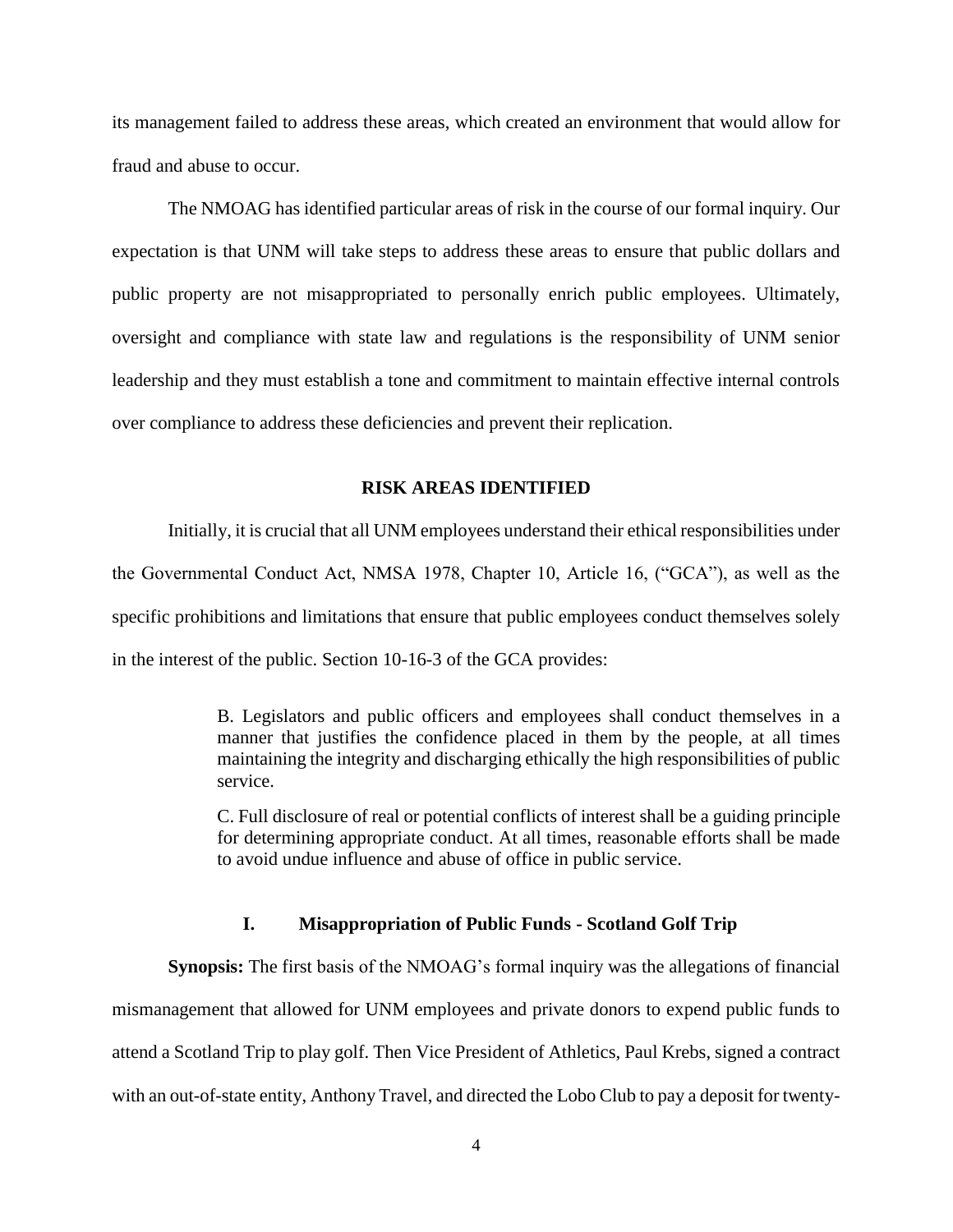its management failed to address these areas, which created an environment that would allow for fraud and abuse to occur.

The NMOAG has identified particular areas of risk in the course of our formal inquiry. Our expectation is that UNM will take steps to address these areas to ensure that public dollars and public property are not misappropriated to personally enrich public employees. Ultimately, oversight and compliance with state law and regulations is the responsibility of UNM senior leadership and they must establish a tone and commitment to maintain effective internal controls over compliance to address these deficiencies and prevent their replication.

## RISK AREAS IDENTIFIED

Initially, it is crucial that all UNM employees understand their ethical responsibilities under the Governmental Conduct Act, NMSA 1978, Chapter 10, Article 16, ("GCA"), as well as the specific prohibitions and limitations that ensure that public employees conduct themselves solely in the interest of the public. Section 10-16-3 of the GCA provides:

> B. Legislators and public officers and employees shall conduct themselves in a manner that justifies the confidence placed in them by the people, at all times maintaining the integrity and discharging ethically the high responsibilities of public service.
>
> C. Full disclosure of real or potential conflicts of interest shall be a guiding principle for determining appropriate conduct. At all times, reasonable efforts shall be made to avoid undue influence and abuse of office in public service.

### I. Misappropriation of Public Funds - Scotland Golf Trip

**Synopsis:** The first basis of the NMOAG's formal inquiry was the allegations of financial mismanagement that allowed for UNM employees and private donors to expend public funds to attend a Scotland Trip to play golf. Then Vice President of Athletics, Paul Krebs, signed a contract with an out-of-state entity, Anthony Travel, and directed the Lobo Club to pay a deposit for twenty-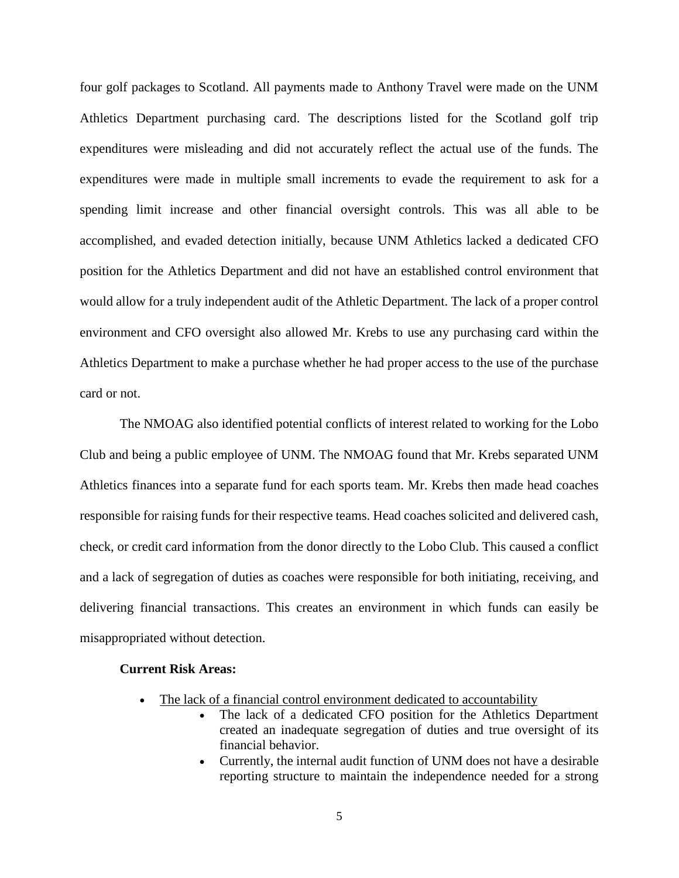four golf packages to Scotland. All payments made to Anthony Travel were made on the UNM Athletics Department purchasing card. The descriptions listed for the Scotland golf trip expenditures were misleading and did not accurately reflect the actual use of the funds. The expenditures were made in multiple small increments to evade the requirement to ask for a spending limit increase and other financial oversight controls. This was all able to be accomplished, and evaded detection initially, because UNM Athletics lacked a dedicated CFO position for the Athletics Department and did not have an established control environment that would allow for a truly independent audit of the Athletic Department. The lack of a proper control environment and CFO oversight also allowed Mr. Krebs to use any purchasing card within the Athletics Department to make a purchase whether he had proper access to the use of the purchase card or not.

The NMOAG also identified potential conflicts of interest related to working for the Lobo Club and being a public employee of UNM. The NMOAG found that Mr. Krebs separated UNM Athletics finances into a separate fund for each sports team. Mr. Krebs then made head coaches responsible for raising funds for their respective teams. Head coaches solicited and delivered cash, check, or credit card information from the donor directly to the Lobo Club. This caused a conflict and a lack of segregation of duties as coaches were responsible for both initiating, receiving, and delivering financial transactions. This creates an environment in which funds can easily be misappropriated without detection.

**Current Risk Areas:**

- <u>The lack of a financial control environment dedicated to accountability</u>
    - The lack of a dedicated CFO position for the Athletics Department created an inadequate segregation of duties and true oversight of its financial behavior.
    - Currently, the internal audit function of UNM does not have a desirable reporting structure to maintain the independence needed for a strong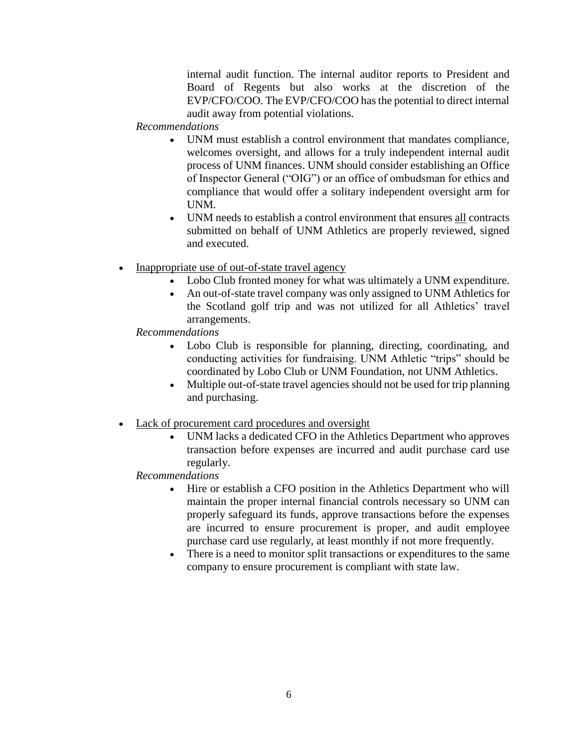internal audit function. The internal auditor reports to President and Board of Regents but also works at the discretion of the EVP/CFO/COO. The EVP/CFO/COO has the potential to direct internal audit away from potential violations.

*Recommendations*

- UNM must establish a control environment that mandates compliance, welcomes oversight, and allows for a truly independent internal audit process of UNM finances. UNM should consider establishing an Office of Inspector General ("OIG") or an office of ombudsman for ethics and compliance that would offer a solitary independent oversight arm for UNM.
- UNM needs to establish a control environment that ensures <u>all</u> contracts submitted on behalf of UNM Athletics are properly reviewed, signed and executed.

- <u>Inappropriate use of out-of-state travel agency</u>
  - Lobo Club fronted money for what was ultimately a UNM expenditure.
  - An out-of-state travel company was only assigned to UNM Athletics for the Scotland golf trip and was not utilized for all Athletics' travel arrangements.

  *Recommendations*

  - Lobo Club is responsible for planning, directing, coordinating, and conducting activities for fundraising. UNM Athletic "trips" should be coordinated by Lobo Club or UNM Foundation, not UNM Athletics.
  - Multiple out-of-state travel agencies should not be used for trip planning and purchasing.

- <u>Lack of procurement card procedures and oversight</u>
  - UNM lacks a dedicated CFO in the Athletics Department who approves transaction before expenses are incurred and audit purchase card use regularly.

  *Recommendations*

  - Hire or establish a CFO position in the Athletics Department who will maintain the proper internal financial controls necessary so UNM can properly safeguard its funds, approve transactions before the expenses are incurred to ensure procurement is proper, and audit employee purchase card use regularly, at least monthly if not more frequently.
  - There is a need to monitor split transactions or expenditures to the same company to ensure procurement is compliant with state law.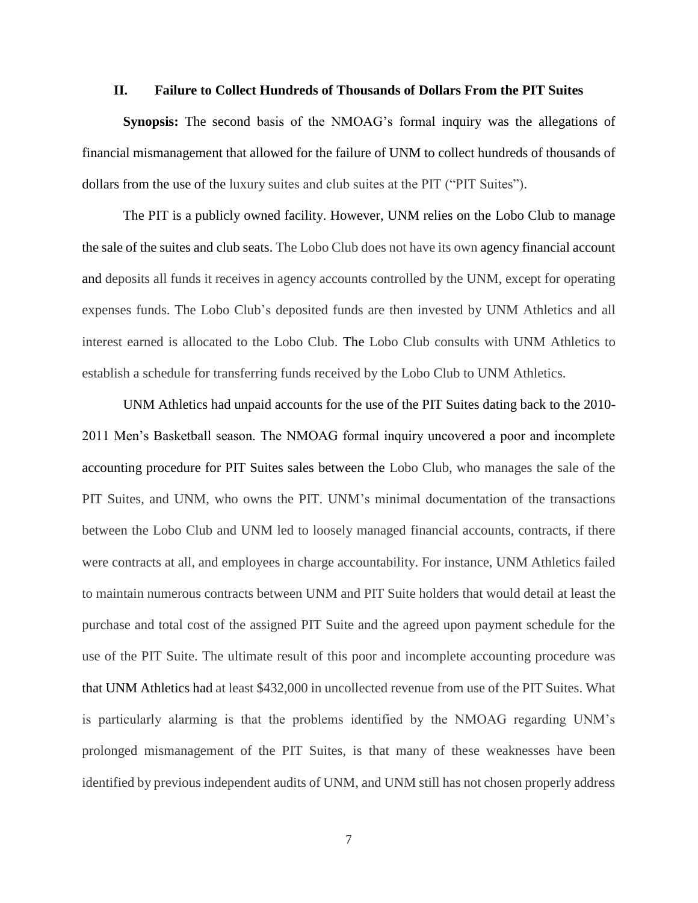## II. Failure to Collect Hundreds of Thousands of Dollars From the PIT Suites

**Synopsis:** The second basis of the NMOAG's formal inquiry was the allegations of financial mismanagement that allowed for the failure of UNM to collect hundreds of thousands of dollars from the use of the luxury suites and club suites at the PIT ("PIT Suites").

The PIT is a publicly owned facility. However, UNM relies on the Lobo Club to manage the sale of the suites and club seats. The Lobo Club does not have its own agency financial account and deposits all funds it receives in agency accounts controlled by the UNM, except for operating expenses funds. The Lobo Club's deposited funds are then invested by UNM Athletics and all interest earned is allocated to the Lobo Club. The Lobo Club consults with UNM Athletics to establish a schedule for transferring funds received by the Lobo Club to UNM Athletics.

UNM Athletics had unpaid accounts for the use of the PIT Suites dating back to the 2010-2011 Men's Basketball season. The NMOAG formal inquiry uncovered a poor and incomplete accounting procedure for PIT Suites sales between the Lobo Club, who manages the sale of the PIT Suites, and UNM, who owns the PIT. UNM's minimal documentation of the transactions between the Lobo Club and UNM led to loosely managed financial accounts, contracts, if there were contracts at all, and employees in charge accountability. For instance, UNM Athletics failed to maintain numerous contracts between UNM and PIT Suite holders that would detail at least the purchase and total cost of the assigned PIT Suite and the agreed upon payment schedule for the use of the PIT Suite. The ultimate result of this poor and incomplete accounting procedure was that UNM Athletics had at least $432,000 in uncollected revenue from use of the PIT Suites. What is particularly alarming is that the problems identified by the NMOAG regarding UNM's prolonged mismanagement of the PIT Suites, is that many of these weaknesses have been identified by previous independent audits of UNM, and UNM still has not chosen properly address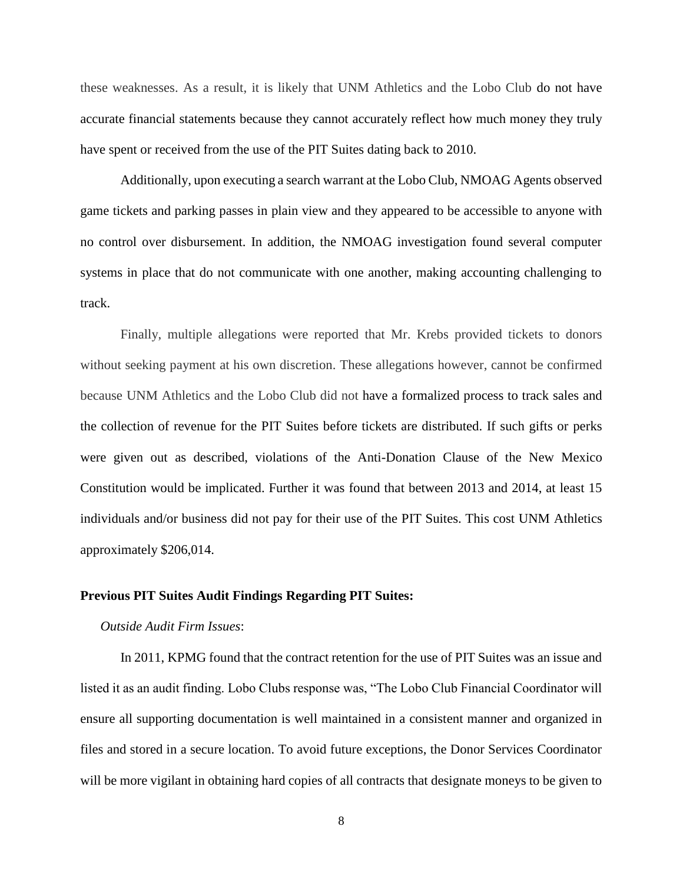these weaknesses. As a result, it is likely that UNM Athletics and the Lobo Club do not have accurate financial statements because they cannot accurately reflect how much money they truly have spent or received from the use of the PIT Suites dating back to 2010.

Additionally, upon executing a search warrant at the Lobo Club, NMOAG Agents observed game tickets and parking passes in plain view and they appeared to be accessible to anyone with no control over disbursement. In addition, the NMOAG investigation found several computer systems in place that do not communicate with one another, making accounting challenging to track.

Finally, multiple allegations were reported that Mr. Krebs provided tickets to donors without seeking payment at his own discretion. These allegations however, cannot be confirmed because UNM Athletics and the Lobo Club did not have a formalized process to track sales and the collection of revenue for the PIT Suites before tickets are distributed. If such gifts or perks were given out as described, violations of the Anti-Donation Clause of the New Mexico Constitution would be implicated. Further it was found that between 2013 and 2014, at least 15 individuals and/or business did not pay for their use of the PIT Suites. This cost UNM Athletics approximately $206,014.

**Previous PIT Suites Audit Findings Regarding PIT Suites:**

*Outside Audit Firm Issues*:

In 2011, KPMG found that the contract retention for the use of PIT Suites was an issue and listed it as an audit finding. Lobo Clubs response was, "The Lobo Club Financial Coordinator will ensure all supporting documentation is well maintained in a consistent manner and organized in files and stored in a secure location. To avoid future exceptions, the Donor Services Coordinator will be more vigilant in obtaining hard copies of all contracts that designate moneys to be given to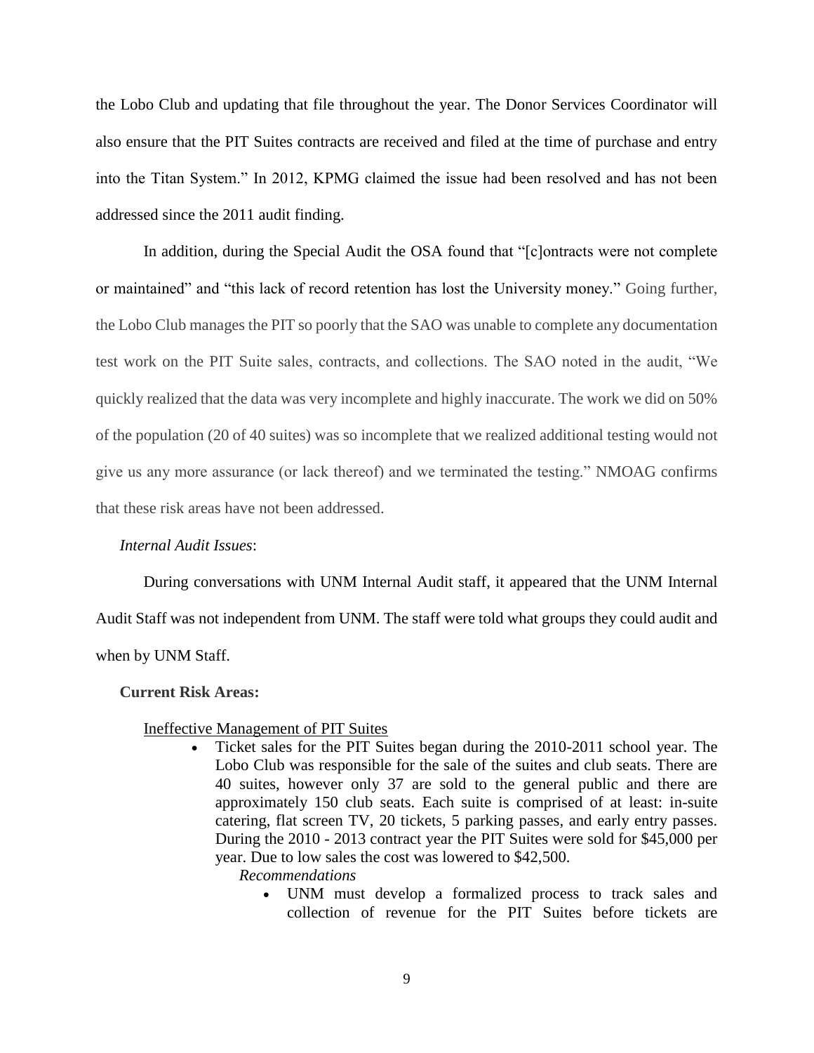the Lobo Club and updating that file throughout the year. The Donor Services Coordinator will also ensure that the PIT Suites contracts are received and filed at the time of purchase and entry into the Titan System." In 2012, KPMG claimed the issue had been resolved and has not been addressed since the 2011 audit finding.

In addition, during the Special Audit the OSA found that "[c]ontracts were not complete or maintained" and "this lack of record retention has lost the University money." Going further, the Lobo Club manages the PIT so poorly that the SAO was unable to complete any documentation test work on the PIT Suite sales, contracts, and collections. The SAO noted in the audit, "We quickly realized that the data was very incomplete and highly inaccurate. The work we did on 50% of the population (20 of 40 suites) was so incomplete that we realized additional testing would not give us any more assurance (or lack thereof) and we terminated the testing." NMOAG confirms that these risk areas have not been addressed.

*Internal Audit Issues*:

During conversations with UNM Internal Audit staff, it appeared that the UNM Internal Audit Staff was not independent from UNM. The staff were told what groups they could audit and when by UNM Staff.

**Current Risk Areas:**

Ineffective Management of PIT Suites

- Ticket sales for the PIT Suites began during the 2010-2011 school year. The Lobo Club was responsible for the sale of the suites and club seats. There are 40 suites, however only 37 are sold to the general public and there are approximately 150 club seats. Each suite is comprised of at least: in-suite catering, flat screen TV, 20 tickets, 5 parking passes, and early entry passes. During the 2010 - 2013 contract year the PIT Suites were sold for $45,000 per year. Due to low sales the cost was lowered to $42,500.

  *Recommendations*

  - UNM must develop a formalized process to track sales and collection of revenue for the PIT Suites before tickets are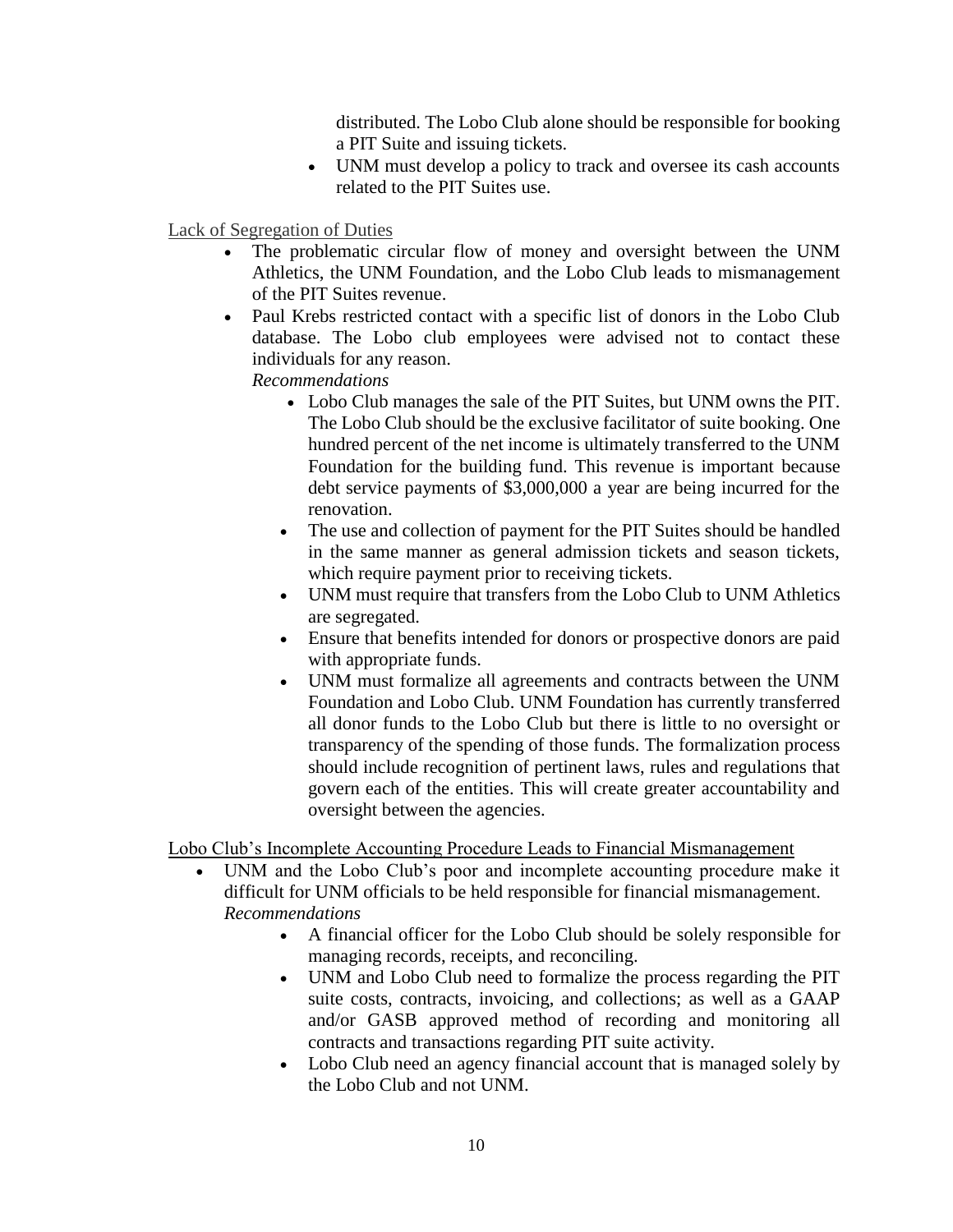distributed. The Lobo Club alone should be responsible for booking a PIT Suite and issuing tickets.

- UNM must develop a policy to track and oversee its cash accounts related to the PIT Suites use.

Lack of Segregation of Duties

- The problematic circular flow of money and oversight between the UNM Athletics, the UNM Foundation, and the Lobo Club leads to mismanagement of the PIT Suites revenue.
- Paul Krebs restricted contact with a specific list of donors in the Lobo Club database. The Lobo club employees were advised not to contact these individuals for any reason.

  *Recommendations*

  - Lobo Club manages the sale of the PIT Suites, but UNM owns the PIT. The Lobo Club should be the exclusive facilitator of suite booking. One hundred percent of the net income is ultimately transferred to the UNM Foundation for the building fund. This revenue is important because debt service payments of $3,000,000 a year are being incurred for the renovation.
  - The use and collection of payment for the PIT Suites should be handled in the same manner as general admission tickets and season tickets, which require payment prior to receiving tickets.
  - UNM must require that transfers from the Lobo Club to UNM Athletics are segregated.
  - Ensure that benefits intended for donors or prospective donors are paid with appropriate funds.
  - UNM must formalize all agreements and contracts between the UNM Foundation and Lobo Club. UNM Foundation has currently transferred all donor funds to the Lobo Club but there is little to no oversight or transparency of the spending of those funds. The formalization process should include recognition of pertinent laws, rules and regulations that govern each of the entities. This will create greater accountability and oversight between the agencies.

Lobo Club's Incomplete Accounting Procedure Leads to Financial Mismanagement

- UNM and the Lobo Club's poor and incomplete accounting procedure make it difficult for UNM officials to be held responsible for financial mismanagement.

  *Recommendations*

  - A financial officer for the Lobo Club should be solely responsible for managing records, receipts, and reconciling.
  - UNM and Lobo Club need to formalize the process regarding the PIT suite costs, contracts, invoicing, and collections; as well as a GAAP and/or GASB approved method of recording and monitoring all contracts and transactions regarding PIT suite activity.
  - Lobo Club need an agency financial account that is managed solely by the Lobo Club and not UNM.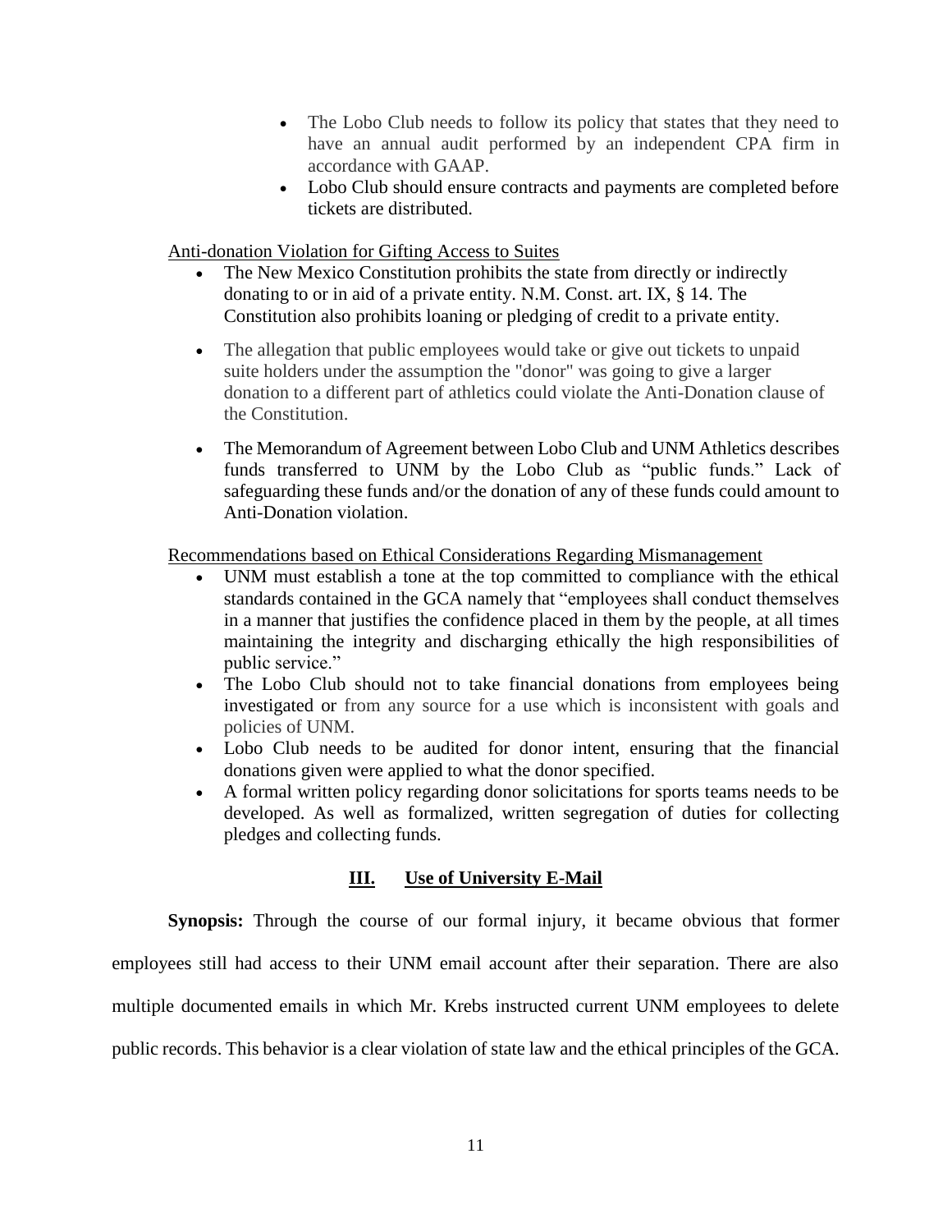- The Lobo Club needs to follow its policy that states that they need to have an annual audit performed by an independent CPA firm in accordance with GAAP.
- Lobo Club should ensure contracts and payments are completed before tickets are distributed.

Anti-donation Violation for Gifting Access to Suites

- The New Mexico Constitution prohibits the state from directly or indirectly donating to or in aid of a private entity. N.M. Const. art. IX, § 14. The Constitution also prohibits loaning or pledging of credit to a private entity.
- The allegation that public employees would take or give out tickets to unpaid suite holders under the assumption the "donor" was going to give a larger donation to a different part of athletics could violate the Anti-Donation clause of the Constitution.
- The Memorandum of Agreement between Lobo Club and UNM Athletics describes funds transferred to UNM by the Lobo Club as "public funds." Lack of safeguarding these funds and/or the donation of any of these funds could amount to Anti-Donation violation.

Recommendations based on Ethical Considerations Regarding Mismanagement

- UNM must establish a tone at the top committed to compliance with the ethical standards contained in the GCA namely that "employees shall conduct themselves in a manner that justifies the confidence placed in them by the people, at all times maintaining the integrity and discharging ethically the high responsibilities of public service."
- The Lobo Club should not to take financial donations from employees being investigated or from any source for a use which is inconsistent with goals and policies of UNM.
- Lobo Club needs to be audited for donor intent, ensuring that the financial donations given were applied to what the donor specified.
- A formal written policy regarding donor solicitations for sports teams needs to be developed. As well as formalized, written segregation of duties for collecting pledges and collecting funds.

## III. Use of University E-Mail

**Synopsis:** Through the course of our formal injury, it became obvious that former employees still had access to their UNM email account after their separation. There are also multiple documented emails in which Mr. Krebs instructed current UNM employees to delete public records. This behavior is a clear violation of state law and the ethical principles of the GCA.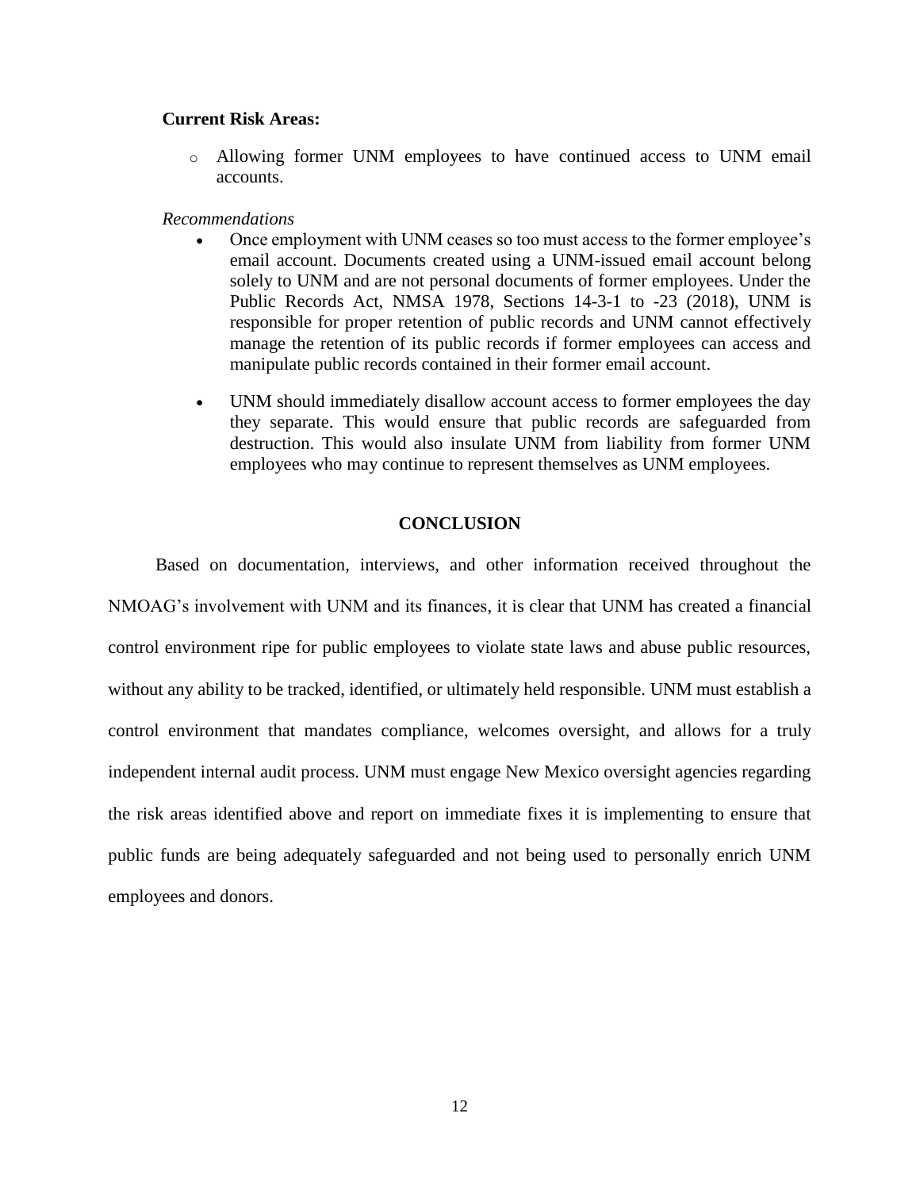**Current Risk Areas:**

- Allowing former UNM employees to have continued access to UNM email accounts.

*Recommendations*

- Once employment with UNM ceases so too must access to the former employee's email account. Documents created using a UNM-issued email account belong solely to UNM and are not personal documents of former employees. Under the Public Records Act, NMSA 1978, Sections 14-3-1 to -23 (2018), UNM is responsible for proper retention of public records and UNM cannot effectively manage the retention of its public records if former employees can access and manipulate public records contained in their former email account.

- UNM should immediately disallow account access to former employees the day they separate. This would ensure that public records are safeguarded from destruction. This would also insulate UNM from liability from former UNM employees who may continue to represent themselves as UNM employees.

## CONCLUSION

Based on documentation, interviews, and other information received throughout the NMOAG's involvement with UNM and its finances, it is clear that UNM has created a financial control environment ripe for public employees to violate state laws and abuse public resources, without any ability to be tracked, identified, or ultimately held responsible. UNM must establish a control environment that mandates compliance, welcomes oversight, and allows for a truly independent internal audit process. UNM must engage New Mexico oversight agencies regarding the risk areas identified above and report on immediate fixes it is implementing to ensure that public funds are being adequately safeguarded and not being used to personally enrich UNM employees and donors.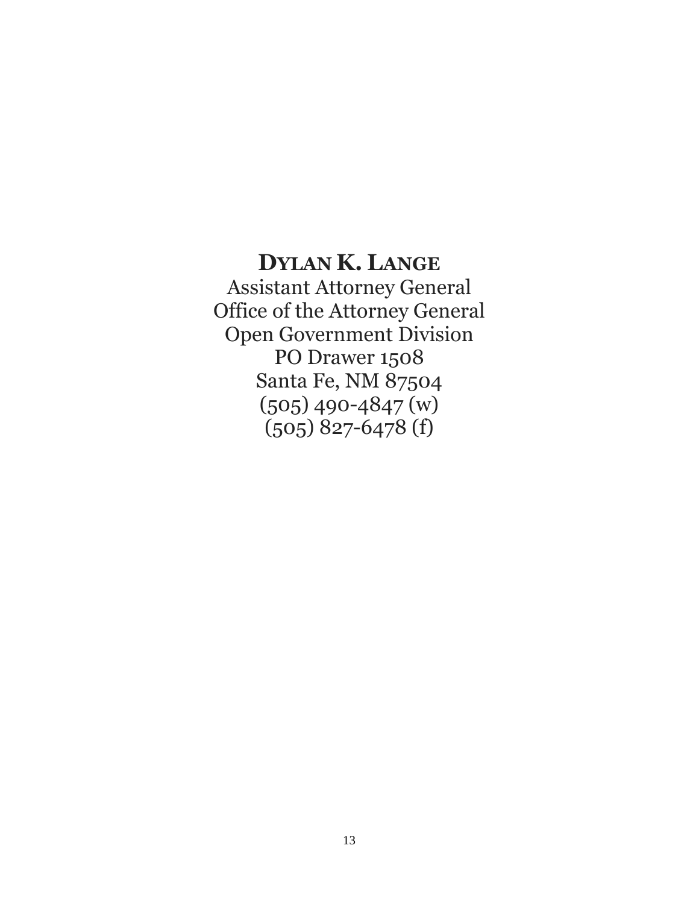**DYLAN K. LANGE**
Assistant Attorney General
Office of the Attorney General
Open Government Division
PO Drawer 1508
Santa Fe, NM 87504
(505) 490-4847 (w)
(505) 827-6478 (f)